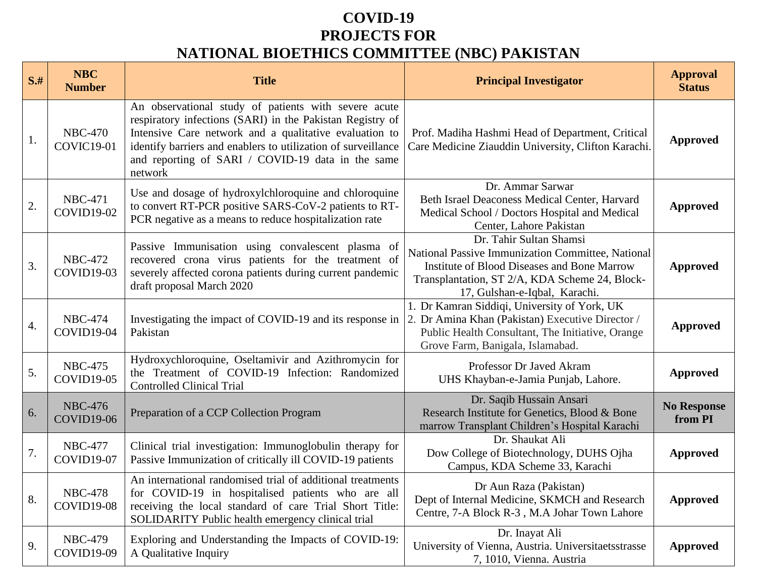# COVID-19
# PROJECTS FOR
# NATIONAL BIOETHICS COMMITTEE (NBC) PAKISTAN

| S.# | NBC Number | Title | Principal Investigator | Approval Status |
|---|---|---|---|---|
| 1. | NBC-470 COVIC19-01 | An observational study of patients with severe acute respiratory infections (SARI) in the Pakistan Registry of Intensive Care network and a qualitative evaluation to identify barriers and enablers to utilization of surveillance and reporting of SARI / COVID-19 data in the same network | Prof. Madiha Hashmi Head of Department, Critical Care Medicine Ziauddin University, Clifton Karachi. | **Approved** |
| 2. | NBC-471 COVID19-02 | Use and dosage of hydroxylchloroquine and chloroquine to convert RT-PCR positive SARS-CoV-2 patients to RT-PCR negative as a means to reduce hospitalization rate | Dr. Ammar Sarwar<br>Beth Israel Deaconess Medical Center, Harvard Medical School / Doctors Hospital and Medical Center, Lahore Pakistan | **Approved** |
| 3. | NBC-472 COVID19-03 | Passive Immunisation using convalescent plasma of recovered crona virus patients for the treatment of severely affected corona patients during current pandemic draft proposal March 2020 | Dr. Tahir Sultan Shamsi<br>National Passive Immunization Committee, National Institute of Blood Diseases and Bone Marrow Transplantation, ST 2/A, KDA Scheme 24, Block-17, Gulshan-e-Iqbal, Karachi. | **Approved** |
| 4. | NBC-474 COVID19-04 | Investigating the impact of COVID-19 and its response in Pakistan | 1. Dr Kamran Siddiqi, University of York, UK<br>2. Dr Amina Khan (Pakistan) Executive Director / Public Health Consultant, The Initiative, Orange Grove Farm, Banigala, Islamabad. | **Approved** |
| 5. | NBC-475 COVID19-05 | Hydroxychloroquine, Oseltamivir and Azithromycin for the Treatment of COVID-19 Infection: Randomized Controlled Clinical Trial | Professor Dr Javed Akram<br>UHS Khayban-e-Jamia Punjab, Lahore. | **Approved** |
| 6. | NBC-476 COVID19-06 | Preparation of a CCP Collection Program | Dr. Saqib Hussain Ansari<br>Research Institute for Genetics, Blood & Bone marrow Transplant Children's Hospital Karachi | **No Response from PI** |
| 7. | NBC-477 COVID19-07 | Clinical trial investigation: Immunoglobulin therapy for Passive Immunization of critically ill COVID-19 patients | Dr. Shaukat Ali<br>Dow College of Biotechnology, DUHS Ojha Campus, KDA Scheme 33, Karachi | **Approved** |
| 8. | NBC-478 COVID19-08 | An international randomised trial of additional treatments for COVID-19 in hospitalised patients who are all receiving the local standard of care Trial Short Title: SOLIDARITY Public health emergency clinical trial | Dr Aun Raza (Pakistan)<br>Dept of Internal Medicine, SKMCH and Research Centre, 7-A Block R-3 , M.A Johar Town Lahore | **Approved** |
| 9. | NBC-479 COVID19-09 | Exploring and Understanding the Impacts of COVID-19: A Qualitative Inquiry | Dr. Inayat Ali<br>University of Vienna, Austria. Universitaetsstrasse 7, 1010, Vienna. Austria | **Approved** |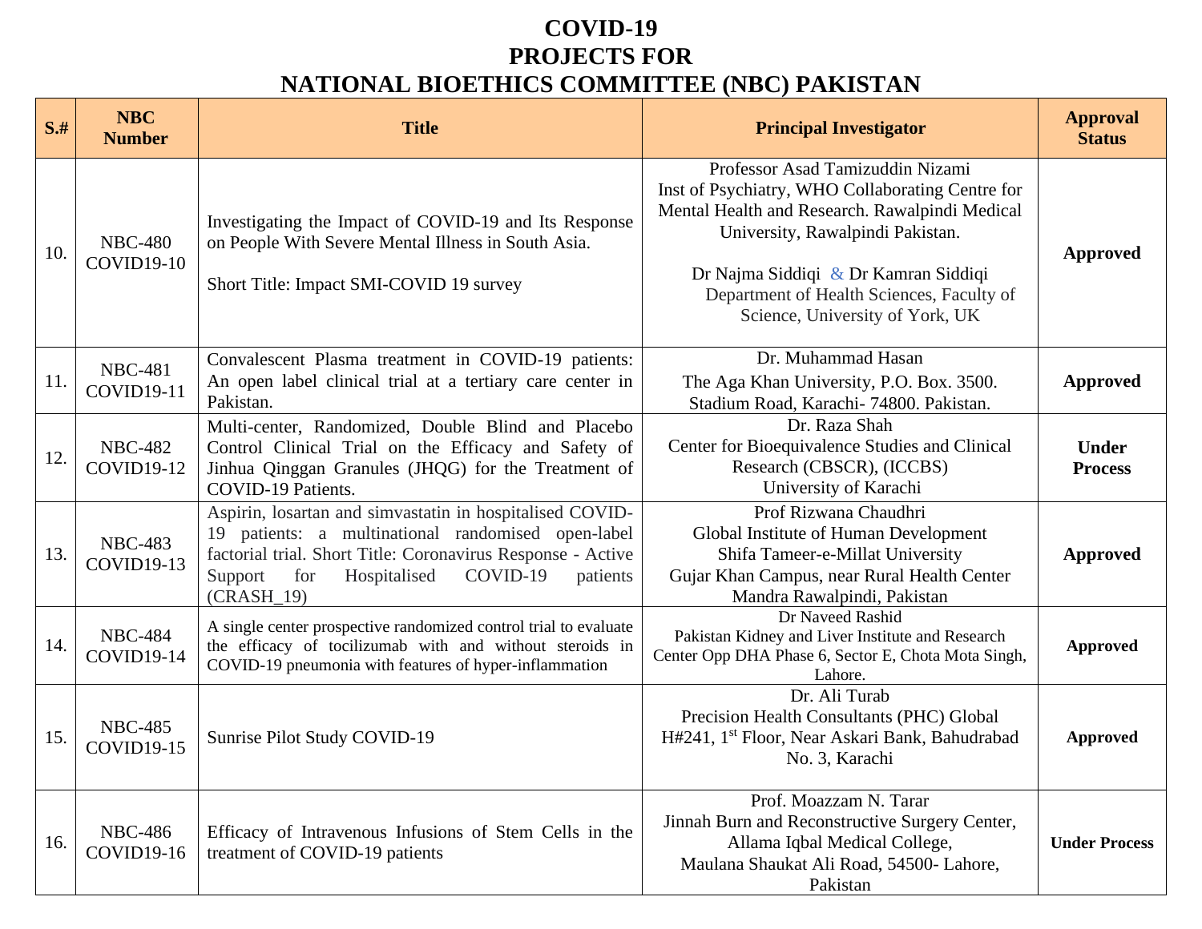# COVID-19
# PROJECTS FOR
# NATIONAL BIOETHICS COMMITTEE (NBC) PAKISTAN

| S.# | NBC Number | Title | Principal Investigator | Approval Status |
|---|---|---|---|---|
| 10. | NBC-480 COVID19-10 | Investigating the Impact of COVID-19 and Its Response on People With Severe Mental Illness in South Asia.<br><br>Short Title: Impact SMI-COVID 19 survey | Professor Asad Tamizuddin Nizami<br>Inst of Psychiatry, WHO Collaborating Centre for Mental Health and Research. Rawalpindi Medical University, Rawalpindi Pakistan.<br><br>Dr Najma Siddiqi & Dr Kamran Siddiqi<br>Department of Health Sciences, Faculty of Science, University of York, UK | **Approved** |
| 11. | NBC-481 COVID19-11 | Convalescent Plasma treatment in COVID-19 patients: An open label clinical trial at a tertiary care center in Pakistan. | Dr. Muhammad Hasan<br>The Aga Khan University, P.O. Box. 3500. Stadium Road, Karachi- 74800. Pakistan. | **Approved** |
| 12. | NBC-482 COVID19-12 | Multi-center, Randomized, Double Blind and Placebo Control Clinical Trial on the Efficacy and Safety of Jinhua Qinggan Granules (JHQG) for the Treatment of COVID-19 Patients. | Dr. Raza Shah<br>Center for Bioequivalence Studies and Clinical Research (CBSCR), (ICCBS)<br>University of Karachi | **Under Process** |
| 13. | NBC-483 COVID19-13 | Aspirin, losartan and simvastatin in hospitalised COVID-19 patients: a multinational randomised open-label factorial trial. Short Title: Coronavirus Response - Active Support for Hospitalised COVID-19 patients (CRASH_19) | Prof Rizwana Chaudhri<br>Global Institute of Human Development<br>Shifa Tameer-e-Millat University<br>Gujar Khan Campus, near Rural Health Center<br>Mandra Rawalpindi, Pakistan | **Approved** |
| 14. | NBC-484 COVID19-14 | A single center prospective randomized control trial to evaluate the efficacy of tocilizumab with and without steroids in COVID-19 pneumonia with features of hyper-inflammation | Dr Naveed Rashid<br>Pakistan Kidney and Liver Institute and Research Center Opp DHA Phase 6, Sector E, Chota Mota Singh, Lahore. | **Approved** |
| 15. | NBC-485 COVID19-15 | Sunrise Pilot Study COVID-19 | Dr. Ali Turab<br>Precision Health Consultants (PHC) Global<br>H#241, 1st Floor, Near Askari Bank, Bahudrabad No. 3, Karachi | **Approved** |
| 16. | NBC-486 COVID19-16 | Efficacy of Intravenous Infusions of Stem Cells in the treatment of COVID-19 patients | Prof. Moazzam N. Tarar<br>Jinnah Burn and Reconstructive Surgery Center, Allama Iqbal Medical College,<br>Maulana Shaukat Ali Road, 54500- Lahore, Pakistan | **Under Process** |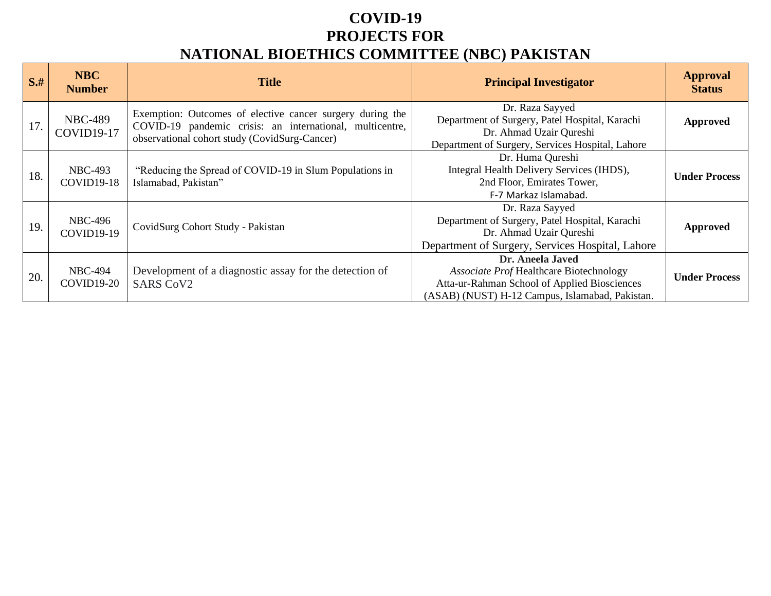# COVID-19
# PROJECTS FOR
# NATIONAL BIOETHICS COMMITTEE (NBC) PAKISTAN

| S.# | NBC Number | Title | Principal Investigator | Approval Status |
|---|---|---|---|---|
| 17. | NBC-489 COVID19-17 | Exemption: Outcomes of elective cancer surgery during the COVID-19 pandemic crisis: an international, multicentre, observational cohort study (CovidSurg-Cancer) | Dr. Raza Sayyed<br>Department of Surgery, Patel Hospital, Karachi<br>Dr. Ahmad Uzair Qureshi<br>Department of Surgery, Services Hospital, Lahore | **Approved** |
| 18. | NBC-493 COVID19-18 | "Reducing the Spread of COVID-19 in Slum Populations in Islamabad, Pakistan" | Dr. Huma Qureshi<br>Integral Health Delivery Services (IHDS),<br>2nd Floor, Emirates Tower,<br>F-7 Markaz Islamabad. | **Under Process** |
| 19. | NBC-496 COVID19-19 | CovidSurg Cohort Study - Pakistan | Dr. Raza Sayyed<br>Department of Surgery, Patel Hospital, Karachi<br>Dr. Ahmad Uzair Qureshi<br>Department of Surgery, Services Hospital, Lahore | **Approved** |
| 20. | NBC-494 COVID19-20 | Development of a diagnostic assay for the detection of SARS CoV2 | **Dr. Aneela Javed**<br>*Associate Prof* Healthcare Biotechnology<br>Atta-ur-Rahman School of Applied Biosciences<br>(ASAB) (NUST) H-12 Campus, Islamabad, Pakistan. | **Under Process** |